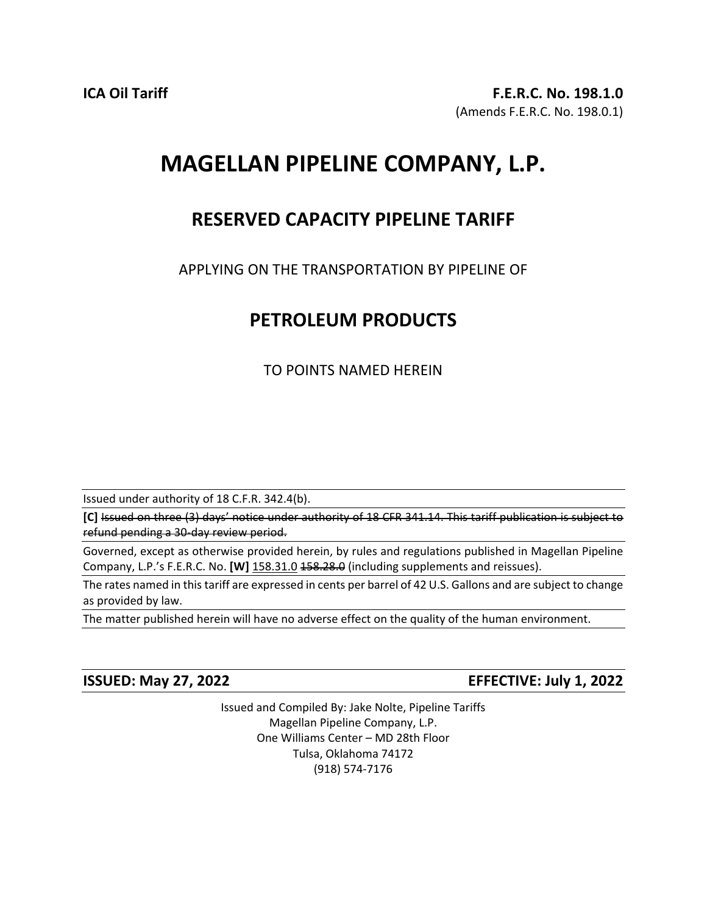**ICA Oil Tariff**

**F.E.R.C. No. 198.1.0**
(Amends F.E.R.C. No. 198.0.1)

# MAGELLAN PIPELINE COMPANY, L.P.

## RESERVED CAPACITY PIPELINE TARIFF

APPLYING ON THE TRANSPORTATION BY PIPELINE OF

## PETROLEUM PRODUCTS

TO POINTS NAMED HEREIN

---

Issued under authority of 18 C.F.R. 342.4(b).

**[C]** ~~Issued on three (3) days' notice under authority of 18 CFR 341.14. This tariff publication is subject to refund pending a 30-day review period.~~

Governed, except as otherwise provided herein, by rules and regulations published in Magellan Pipeline Company, L.P.'s F.E.R.C. No. **[W]** <u>158.31.0</u> ~~158.28.0~~ (including supplements and reissues).

The rates named in this tariff are expressed in cents per barrel of 42 U.S. Gallons and are subject to change as provided by law.

The matter published herein will have no adverse effect on the quality of the human environment.

---

**ISSUED: May 27, 2022**

**EFFECTIVE: July 1, 2022**

Issued and Compiled By: Jake Nolte, Pipeline Tariffs
Magellan Pipeline Company, L.P.
One Williams Center – MD 28th Floor
Tulsa, Oklahoma 74172
(918) 574-7176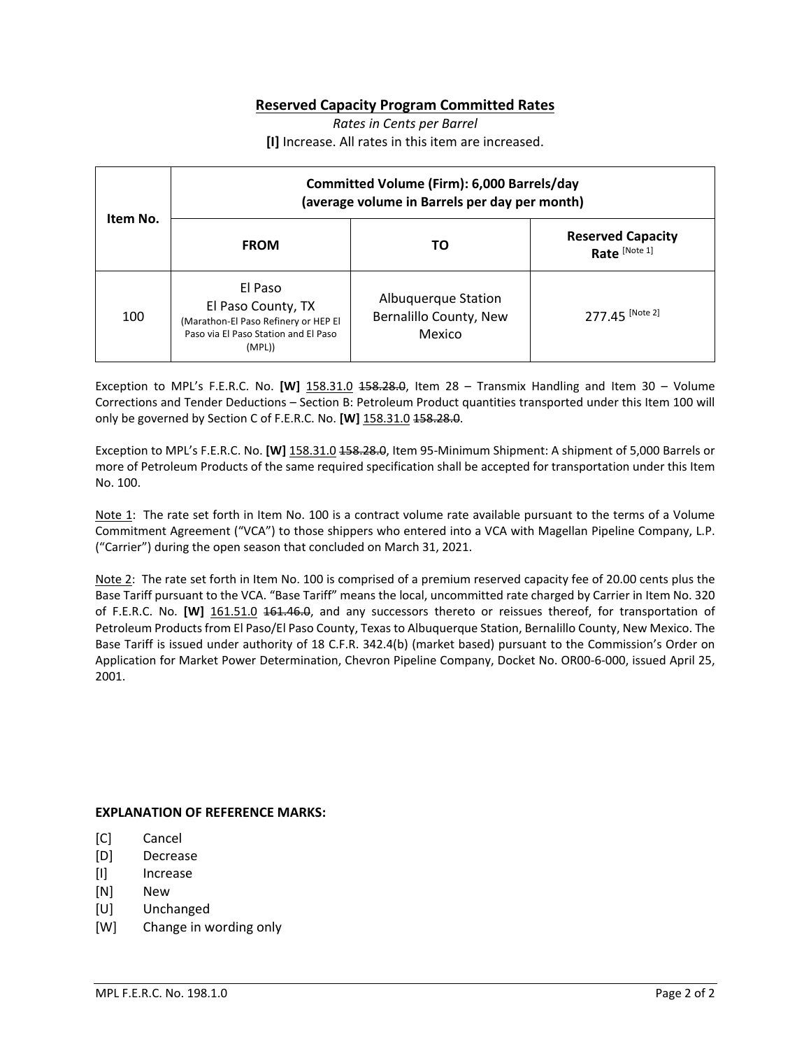## Reserved Capacity Program Committed Rates

*Rates in Cents per Barrel*

**[I]** Increase. All rates in this item are increased.

| Item No. | Committed Volume (Firm): 6,000 Barrels/day (average volume in Barrels per day per month) | | |
|---|---|---|---|
| | **FROM** | **TO** | **Reserved Capacity Rate** [Note 1] |
| 100 | El Paso El Paso County, TX (Marathon-El Paso Refinery or HEP El Paso via El Paso Station and El Paso (MPL)) | Albuquerque Station Bernalillo County, New Mexico | 277.45 [Note 2] |

Exception to MPL's F.E.R.C. No. **[W]** 158.31.0 ~~158.28.0~~, Item 28 – Transmix Handling and Item 30 – Volume Corrections and Tender Deductions – Section B: Petroleum Product quantities transported under this Item 100 will only be governed by Section C of F.E.R.C. No. **[W]** 158.31.0 ~~158.28.0~~.

Exception to MPL's F.E.R.C. No. **[W]** 158.31.0 ~~158.28.0~~, Item 95-Minimum Shipment: A shipment of 5,000 Barrels or more of Petroleum Products of the same required specification shall be accepted for transportation under this Item No. 100.

Note 1: The rate set forth in Item No. 100 is a contract volume rate available pursuant to the terms of a Volume Commitment Agreement ("VCA") to those shippers who entered into a VCA with Magellan Pipeline Company, L.P. ("Carrier") during the open season that concluded on March 31, 2021.

Note 2: The rate set forth in Item No. 100 is comprised of a premium reserved capacity fee of 20.00 cents plus the Base Tariff pursuant to the VCA. "Base Tariff" means the local, uncommitted rate charged by Carrier in Item No. 320 of F.E.R.C. No. **[W]** 161.51.0 ~~161.46.0~~, and any successors thereto or reissues thereof, for transportation of Petroleum Products from El Paso/El Paso County, Texas to Albuquerque Station, Bernalillo County, New Mexico. The Base Tariff is issued under authority of 18 C.F.R. 342.4(b) (market based) pursuant to the Commission's Order on Application for Market Power Determination, Chevron Pipeline Company, Docket No. OR00-6-000, issued April 25, 2001.

**EXPLANATION OF REFERENCE MARKS:**

[C] Cancel
[D] Decrease
[I] Increase
[N] New
[U] Unchanged
[W] Change in wording only

MPL F.E.R.C. No. 198.1.0